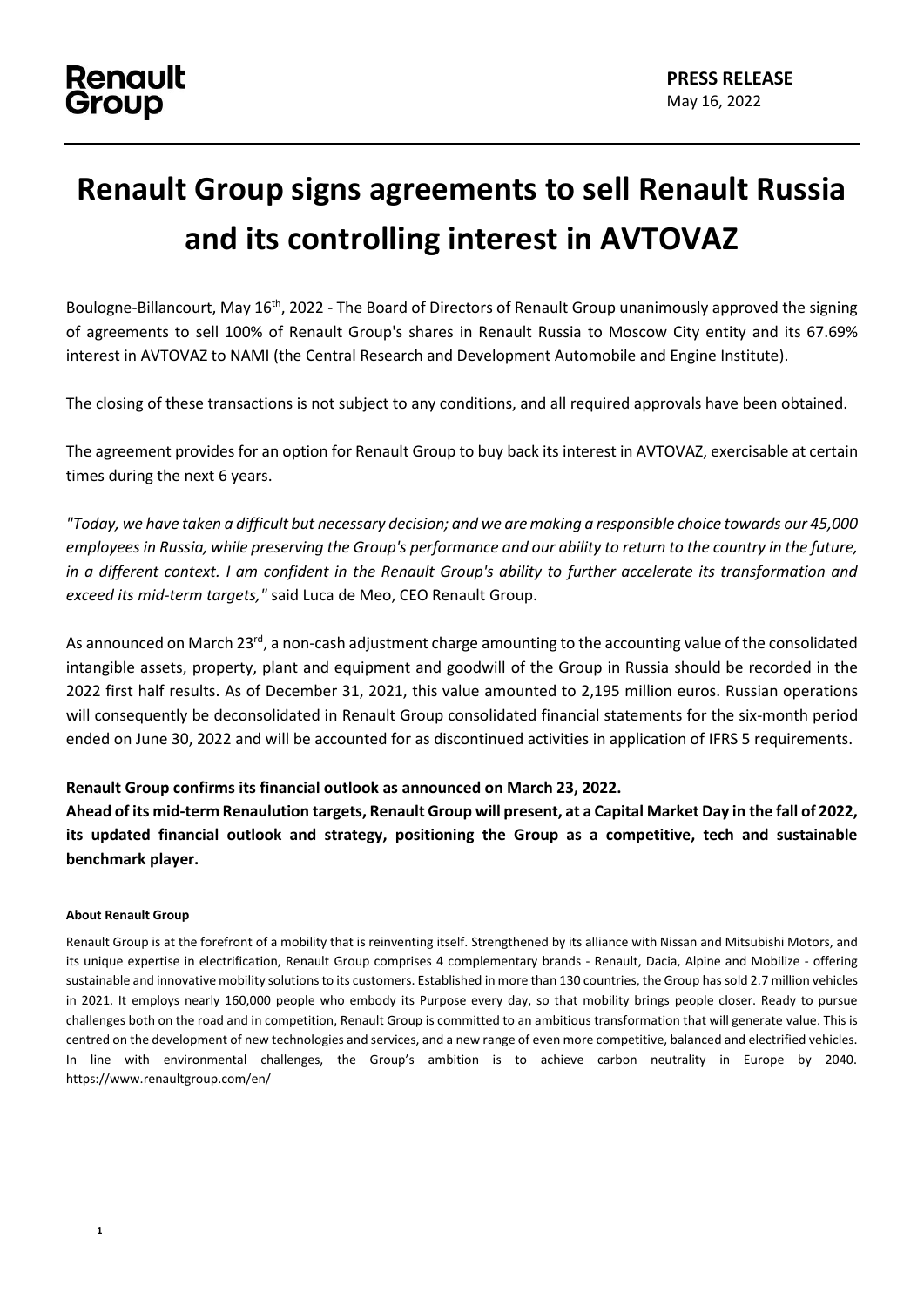Renault Group

**PRESS RELEASE**
May 16, 2022

# Renault Group signs agreements to sell Renault Russia and its controlling interest in AVTOVAZ

Boulogne-Billancourt, May 16th, 2022 - The Board of Directors of Renault Group unanimously approved the signing of agreements to sell 100% of Renault Group's shares in Renault Russia to Moscow City entity and its 67.69% interest in AVTOVAZ to NAMI (the Central Research and Development Automobile and Engine Institute).

The closing of these transactions is not subject to any conditions, and all required approvals have been obtained.

The agreement provides for an option for Renault Group to buy back its interest in AVTOVAZ, exercisable at certain times during the next 6 years.

*"Today, we have taken a difficult but necessary decision; and we are making a responsible choice towards our 45,000 employees in Russia, while preserving the Group's performance and our ability to return to the country in the future, in a different context. I am confident in the Renault Group's ability to further accelerate its transformation and exceed its mid-term targets,"* said Luca de Meo, CEO Renault Group.

As announced on March 23rd, a non-cash adjustment charge amounting to the accounting value of the consolidated intangible assets, property, plant and equipment and goodwill of the Group in Russia should be recorded in the 2022 first half results. As of December 31, 2021, this value amounted to 2,195 million euros. Russian operations will consequently be deconsolidated in Renault Group consolidated financial statements for the six-month period ended on June 30, 2022 and will be accounted for as discontinued activities in application of IFRS 5 requirements.

**Renault Group confirms its financial outlook as announced on March 23, 2022.**
**Ahead of its mid-term Renaulution targets, Renault Group will present, at a Capital Market Day in the fall of 2022, its updated financial outlook and strategy, positioning the Group as a competitive, tech and sustainable benchmark player.**

**About Renault Group**

Renault Group is at the forefront of a mobility that is reinventing itself. Strengthened by its alliance with Nissan and Mitsubishi Motors, and its unique expertise in electrification, Renault Group comprises 4 complementary brands - Renault, Dacia, Alpine and Mobilize - offering sustainable and innovative mobility solutions to its customers. Established in more than 130 countries, the Group has sold 2.7 million vehicles in 2021. It employs nearly 160,000 people who embody its Purpose every day, so that mobility brings people closer. Ready to pursue challenges both on the road and in competition, Renault Group is committed to an ambitious transformation that will generate value. This is centred on the development of new technologies and services, and a new range of even more competitive, balanced and electrified vehicles. In line with environmental challenges, the Group's ambition is to achieve carbon neutrality in Europe by 2040. https://www.renaultgroup.com/en/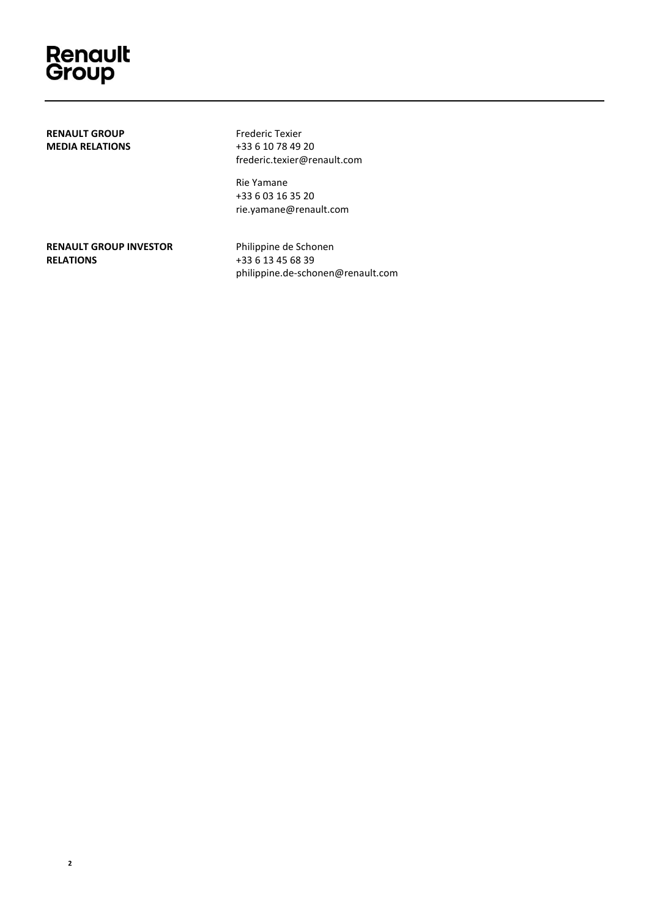**RENAULT GROUP MEDIA RELATIONS**

Frederic Texier
+33 6 10 78 49 20
frederic.texier@renault.com

Rie Yamane
+33 6 03 16 35 20
rie.yamane@renault.com

**RENAULT GROUP INVESTOR RELATIONS**

Philippine de Schonen
+33 6 13 45 68 39
philippine.de-schonen@renault.com